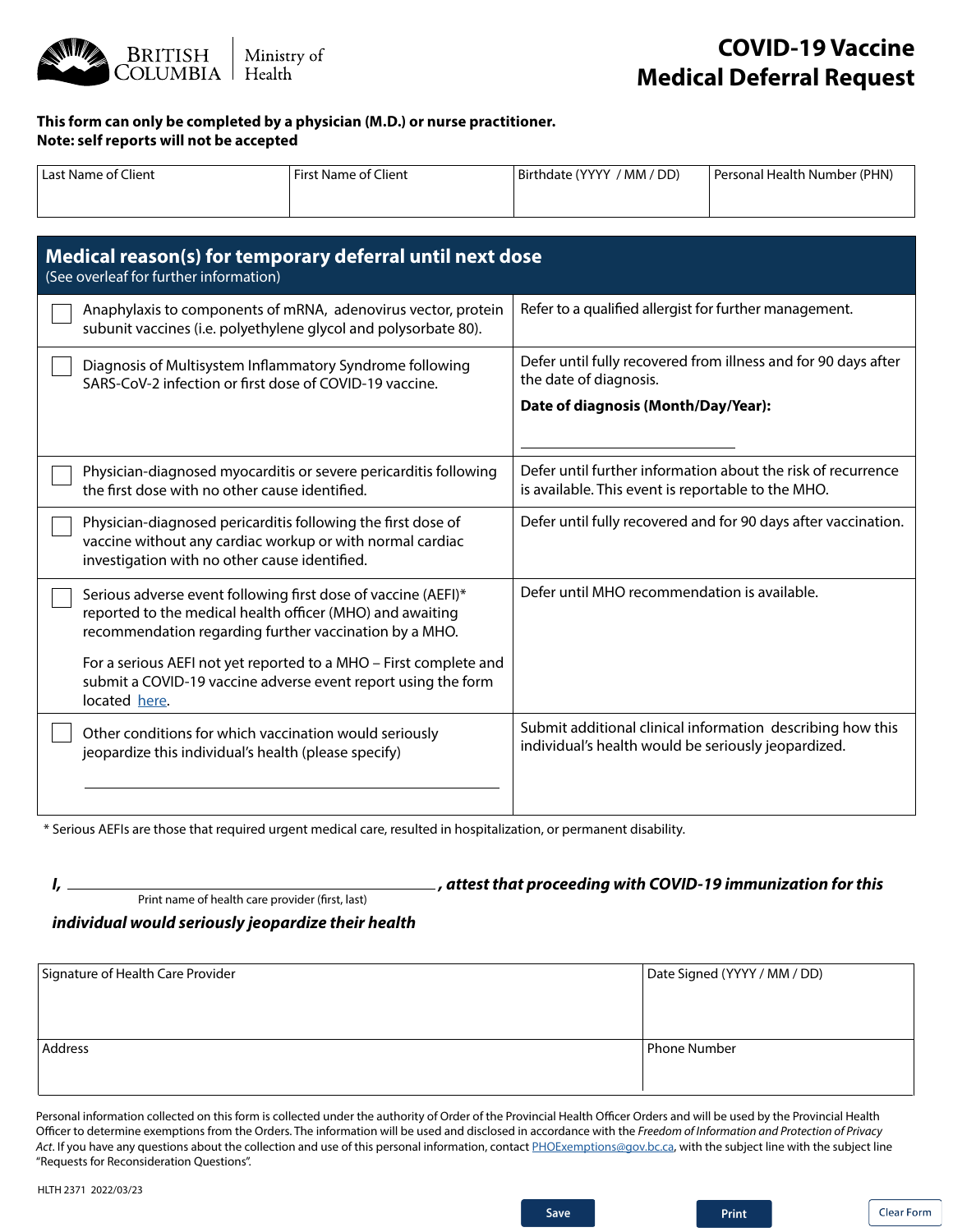British Columbia Ministry of Health

# COVID-19 Vaccine Medical Deferral Request

**This form can only be completed by a physician (M.D.) or nurse practitioner.**
**Note: self reports will not be accepted**

| Last Name of Client | First Name of Client | Birthdate (YYYY / MM / DD) | Personal Health Number (PHN) |
|---|---|---|---|
| | | | |

## Medical reason(s) for temporary deferral until next dose

(See overleaf for further information)

| Reason | Action |
|---|---|
| ☐ Anaphylaxis to components of mRNA, adenovirus vector, protein subunit vaccines (i.e. polyethylene glycol and polysorbate 80). | Refer to a qualified allergist for further management. |
| ☐ Diagnosis of Multisystem Inflammatory Syndrome following SARS-CoV-2 infection or first dose of COVID-19 vaccine. | Defer until fully recovered from illness and for 90 days after the date of diagnosis. **Date of diagnosis (Month/Day/Year):** ______________ |
| ☐ Physician-diagnosed myocarditis or severe pericarditis following the first dose with no other cause identified. | Defer until further information about the risk of recurrence is available. This event is reportable to the MHO. |
| ☐ Physician-diagnosed pericarditis following the first dose of vaccine without any cardiac workup or with normal cardiac investigation with no other cause identified. | Defer until fully recovered and for 90 days after vaccination. |
| ☐ Serious adverse event following first dose of vaccine (AEFI)* reported to the medical health officer (MHO) and awaiting recommendation regarding further vaccination by a MHO. For a serious AEFI not yet reported to a MHO – First complete and submit a COVID-19 vaccine adverse event report using the form located here. | Defer until MHO recommendation is available. |
| ☐ Other conditions for which vaccination would seriously jeopardize this individual's health (please specify) ______________ | Submit additional clinical information describing how this individual's health would be seriously jeopardized. |

\* Serious AEFIs are those that required urgent medical care, resulted in hospitalization, or permanent disability.

***I,*** ______________________________ ***, attest that proceeding with COVID-19 immunization for this individual would seriously jeopardize their health***

Print name of health care provider (first, last)

| Signature of Health Care Provider | Date Signed (YYYY / MM / DD) |
|---|---|
| | |
| **Address** | **Phone Number** |
| | |

Personal information collected on this form is collected under the authority of Order of the Provincial Health Officer Orders and will be used by the Provincial Health Officer to determine exemptions from the Orders. The information will be used and disclosed in accordance with the *Freedom of Information and Protection of Privacy Act*. If you have any questions about the collection and use of this personal information, contact PHOExemptions@gov.bc.ca, with the subject line with the subject line "Requests for Reconsideration Questions".

HLTH 2371 2022/03/23

Save | Print | Clear Form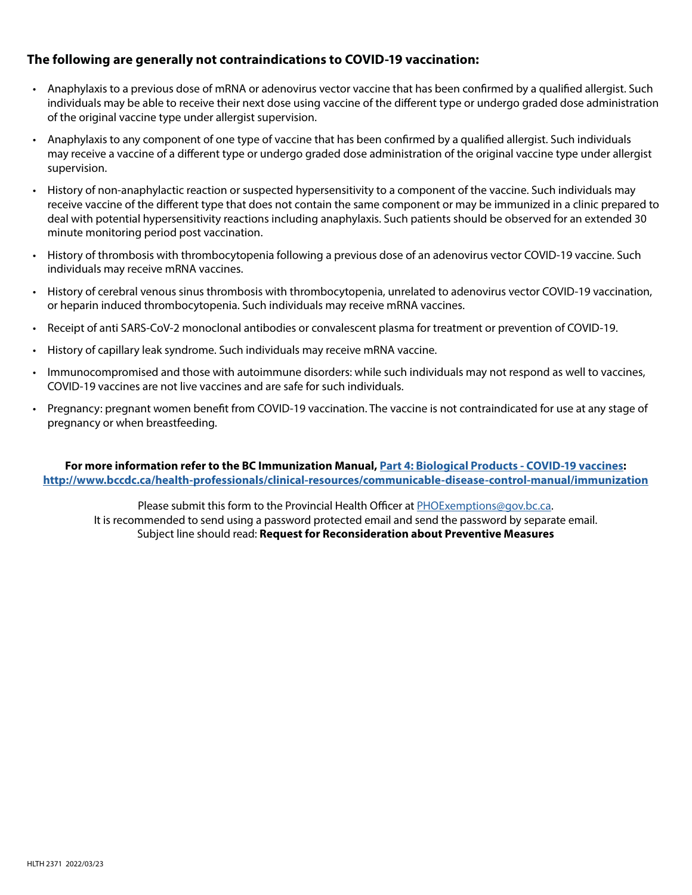**The following are generally not contraindications to COVID-19 vaccination:**

- Anaphylaxis to a previous dose of mRNA or adenovirus vector vaccine that has been confirmed by a qualified allergist. Such individuals may be able to receive their next dose using vaccine of the different type or undergo graded dose administration of the original vaccine type under allergist supervision.
- Anaphylaxis to any component of one type of vaccine that has been confirmed by a qualified allergist. Such individuals may receive a vaccine of a different type or undergo graded dose administration of the original vaccine type under allergist supervision.
- History of non-anaphylactic reaction or suspected hypersensitivity to a component of the vaccine. Such individuals may receive vaccine of the different type that does not contain the same component or may be immunized in a clinic prepared to deal with potential hypersensitivity reactions including anaphylaxis. Such patients should be observed for an extended 30 minute monitoring period post vaccination.
- History of thrombosis with thrombocytopenia following a previous dose of an adenovirus vector COVID-19 vaccine. Such individuals may receive mRNA vaccines.
- History of cerebral venous sinus thrombosis with thrombocytopenia, unrelated to adenovirus vector COVID-19 vaccination, or heparin induced thrombocytopenia. Such individuals may receive mRNA vaccines.
- Receipt of anti SARS-CoV-2 monoclonal antibodies or convalescent plasma for treatment or prevention of COVID-19.
- History of capillary leak syndrome. Such individuals may receive mRNA vaccine.
- Immunocompromised and those with autoimmune disorders: while such individuals may not respond as well to vaccines, COVID-19 vaccines are not live vaccines and are safe for such individuals.
- Pregnancy: pregnant women benefit from COVID-19 vaccination. The vaccine is not contraindicated for use at any stage of pregnancy or when breastfeeding.

**For more information refer to the BC Immunization Manual, [Part 4: Biological Products - COVID-19 vaccines](http://www.bccdc.ca/health-professionals/clinical-resources/communicable-disease-control-manual/immunization): [http://www.bccdc.ca/health-professionals/clinical-resources/communicable-disease-control-manual/immunization](http://www.bccdc.ca/health-professionals/clinical-resources/communicable-disease-control-manual/immunization)**

Please submit this form to the Provincial Health Officer at PHOExemptions@gov.bc.ca.
It is recommended to send using a password protected email and send the password by separate email.
Subject line should read: **Request for Reconsideration about Preventive Measures**

HLTH 2371 2022/03/23